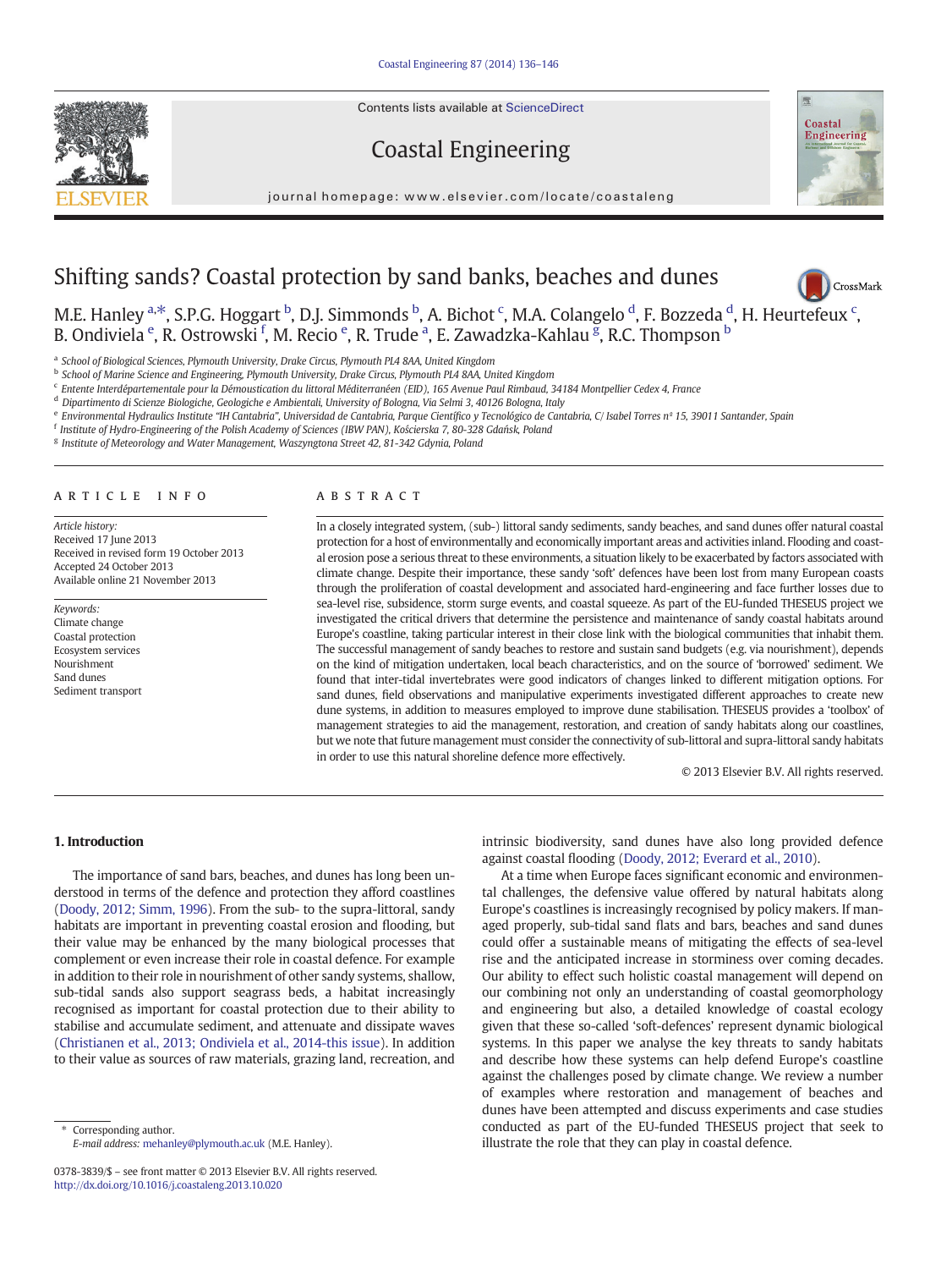# Shifting sands? Coastal protection by sand banks, beaches and dunes

M.E. Hanley [a,*], S.P.G. Hoggart [b], D.J. Simmonds [b], A. Bichot [c], M.A. Colangelo [d], F. Bozzeda [d], H. Heurtefeux [c], B. Ondiviela [e], R. Ostrowski [f], M. Recio [e], R. Trude [a], E. Zawadzka-Kahlau [g], R.C. Thompson [b]

[a] School of Biological Sciences, Plymouth University, Drake Circus, Plymouth PL4 8AA, United Kingdom
[b] School of Marine Science and Engineering, Plymouth University, Drake Circus, Plymouth PL4 8AA, United Kingdom
[c] Entente Interdépartementale pour la Démoustication du littoral Méditerranéen (EID), 165 Avenue Paul Rimbaud, 34184 Montpellier Cedex 4, France
[d] Dipartimento di Scienze Biologiche, Geologiche e Ambientali, University of Bologna, Via Selmi 3, 40126 Bologna, Italy
[e] Environmental Hydraulics Institute "IH Cantabria", Universidad de Cantabria, Parque Científico y Tecnológico de Cantabria, C/ Isabel Torres nº 15, 39011 Santander, Spain
[f] Institute of Hydro-Engineering of the Polish Academy of Sciences (IBW PAN), Kościerska 7, 80-328 Gdańsk, Poland
[g] Institute of Meteorology and Water Management, Waszyngtona Street 42, 81-342 Gdynia, Poland

## ARTICLE INFO

*Article history:*
Received 17 June 2013
Received in revised form 19 October 2013
Accepted 24 October 2013
Available online 21 November 2013

*Keywords:*
Climate change
Coastal protection
Ecosystem services
Nourishment
Sand dunes
Sediment transport

## ABSTRACT

In a closely integrated system, (sub-) littoral sandy sediments, sandy beaches, and sand dunes offer natural coastal protection for a host of environmentally and economically important areas and activities inland. Flooding and coastal erosion pose a serious threat to these environments, a situation likely to be exacerbated by factors associated with climate change. Despite their importance, these sandy 'soft' defences have been lost from many European coasts through the proliferation of coastal development and associated hard-engineering and face further losses due to sea-level rise, subsidence, storm surge events, and coastal squeeze. As part of the EU-funded THESEUS project we investigated the critical drivers that determine the persistence and maintenance of sandy coastal habitats around Europe's coastline, taking particular interest in their close link with the biological communities that inhabit them. The successful management of sandy beaches to restore and sustain sand budgets (e.g. via nourishment), depends on the kind of mitigation undertaken, local beach characteristics, and on the source of 'borrowed' sediment. We found that inter-tidal invertebrates were good indicators of changes linked to different mitigation options. For sand dunes, field observations and manipulative experiments investigated different approaches to create new dune systems, in addition to measures employed to improve dune stabilisation. THESEUS provides a 'toolbox' of management strategies to aid the management, restoration, and creation of sandy habitats along our coastlines, but we note that future management must consider the connectivity of sub-littoral and supra-littoral sandy habitats in order to use this natural shoreline defence more effectively.

© 2013 Elsevier B.V. All rights reserved.

## 1. Introduction

The importance of sand bars, beaches, and dunes has long been understood in terms of the defence and protection they afford coastlines (Doody, 2012; Simm, 1996). From the sub- to the supra-littoral, sandy habitats are important in preventing coastal erosion and flooding, but their value may be enhanced by the many biological processes that complement or even increase their role in coastal defence. For example in addition to their role in nourishment of other sandy systems, shallow, sub-tidal sands also support seagrass beds, a habitat increasingly recognised as important for coastal protection due to their ability to stabilise and accumulate sediment, and attenuate and dissipate waves (Christianen et al., 2013; Ondiviela et al., 2014-this issue). In addition to their value as sources of raw materials, grazing land, recreation, and intrinsic biodiversity, sand dunes have also long provided defence against coastal flooding (Doody, 2012; Everard et al., 2010).

At a time when Europe faces significant economic and environmental challenges, the defensive value offered by natural habitats along Europe's coastlines is increasingly recognised by policy makers. If managed properly, sub-tidal sand flats and bars, beaches and sand dunes could offer a sustainable means of mitigating the effects of sea-level rise and the anticipated increase in storminess over coming decades. Our ability to effect such holistic coastal management will depend on our combining not only an understanding of coastal geomorphology and engineering but also, a detailed knowledge of coastal ecology given that these so-called 'soft-defences' represent dynamic biological systems. In this paper we analyse the key threats to sandy habitats and describe how these systems can help defend Europe's coastline against the challenges posed by climate change. We review a number of examples where restoration and management of beaches and dunes have been attempted and discuss experiments and case studies conducted as part of the EU-funded THESEUS project that seek to illustrate the role that they can play in coastal defence.

* Corresponding author.
*E-mail address:* mehanley@plymouth.ac.uk (M.E. Hanley).

0378-3839/$ – see front matter © 2013 Elsevier B.V. All rights reserved.
http://dx.doi.org/10.1016/j.coastaleng.2013.10.020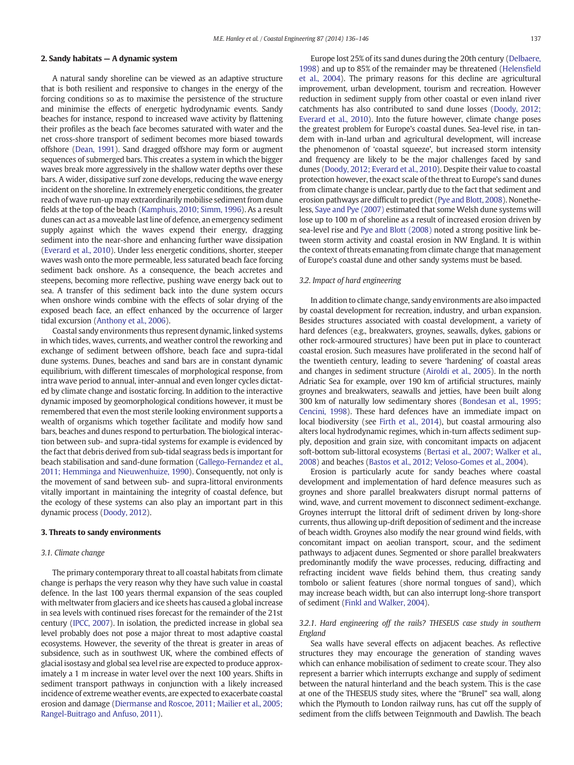## 2. Sandy habitats — A dynamic system

A natural sandy shoreline can be viewed as an adaptive structure that is both resilient and responsive to changes in the energy of the forcing conditions so as to maximise the persistence of the structure and minimise the effects of energetic hydrodynamic events. Sandy beaches for instance, respond to increased wave activity by flattening their profiles as the beach face becomes saturated with water and the net cross-shore transport of sediment becomes more biased towards offshore (Dean, 1991). Sand dragged offshore may form or augment sequences of submerged bars. This creates a system in which the bigger waves break more aggressively in the shallow water depths over these bars. A wider, dissipative surf zone develops, reducing the wave energy incident on the shoreline. In extremely energetic conditions, the greater reach of wave run-up may extraordinarily mobilise sediment from dune fields at the top of the beach (Kamphuis, 2010; Simm, 1996). As a result dunes can act as a moveable last line of defence, an emergency sediment supply against which the waves expend their energy, dragging sediment into the near-shore and enhancing further wave dissipation (Everard et al., 2010). Under less energetic conditions, shorter, steeper waves wash onto the more permeable, less saturated beach face forcing sediment back onshore. As a consequence, the beach accretes and steepens, becoming more reflective, pushing wave energy back out to sea. A transfer of this sediment back into the dune system occurs when onshore winds combine with the effects of solar drying of the exposed beach face, an effect enhanced by the occurrence of larger tidal excursion (Anthony et al., 2006).

Coastal sandy environments thus represent dynamic, linked systems in which tides, waves, currents, and weather control the reworking and exchange of sediment between offshore, beach face and supra-tidal dune systems. Dunes, beaches and sand bars are in constant dynamic equilibrium, with different timescales of morphological response, from intra wave period to annual, inter-annual and even longer cycles dictated by climate change and isostatic forcing. In addition to the interactive dynamic imposed by geomorphological conditions however, it must be remembered that even the most sterile looking environment supports a wealth of organisms which together facilitate and modify how sand bars, beaches and dunes respond to perturbation. The biological interaction between sub- and supra-tidal systems for example is evidenced by the fact that debris derived from sub-tidal seagrass beds is important for beach stabilisation and sand-dune formation (Gallego-Fernandez et al., 2011; Hemminga and Nieuwenhuize, 1990). Consequently, not only is the movement of sand between sub- and supra-littoral environments vitally important in maintaining the integrity of coastal defence, but the ecology of these systems can also play an important part in this dynamic process (Doody, 2012).

## 3. Threats to sandy environments

### *3.1. Climate change*

The primary contemporary threat to all coastal habitats from climate change is perhaps the very reason why they have such value in coastal defence. In the last 100 years thermal expansion of the seas coupled with meltwater from glaciers and ice sheets has caused a global increase in sea levels with continued rises forecast for the remainder of the 21st century (IPCC, 2007). In isolation, the predicted increase in global sea level probably does not pose a major threat to most adaptive coastal ecosystems. However, the severity of the threat is greater in areas of subsidence, such as in southwest UK, where the combined effects of glacial isostasy and global sea level rise are expected to produce approximately a 1 m increase in water level over the next 100 years. Shifts in sediment transport pathways in conjunction with a likely increased incidence of extreme weather events, are expected to exacerbate coastal erosion and damage (Diermanse and Roscoe, 2011; Mailier et al., 2005; Rangel-Buitrago and Anfuso, 2011).

Europe lost 25% of its sand dunes during the 20th century (Delbaere, 1998) and up to 85% of the remainder may be threatened (Helensfield et al., 2004). The primary reasons for this decline are agricultural improvement, urban development, tourism and recreation. However reduction in sediment supply from other coastal or even inland river catchments has also contributed to sand dune losses (Doody, 2012; Everard et al., 2010). Into the future however, climate change poses the greatest problem for Europe's coastal dunes. Sea-level rise, in tandem with in-land urban and agricultural development, will increase the phenomenon of 'coastal squeeze', but increased storm intensity and frequency are likely to be the major challenges faced by sand dunes (Doody, 2012; Everard et al., 2010). Despite their value to coastal protection however, the exact scale of the threat to Europe's sand dunes from climate change is unclear, partly due to the fact that sediment and erosion pathways are difficult to predict (Pye and Blott, 2008). Nonetheless, Saye and Pye (2007) estimated that some Welsh dune systems will lose up to 100 m of shoreline as a result of increased erosion driven by sea-level rise and Pye and Blott (2008) noted a strong positive link between storm activity and coastal erosion in NW England. It is within the context of threats emanating from climate change that management of Europe's coastal dune and other sandy systems must be based.

### *3.2. Impact of hard engineering*

In addition to climate change, sandy environments are also impacted by coastal development for recreation, industry, and urban expansion. Besides structures associated with coastal development, a variety of hard defences (e.g., breakwaters, groynes, seawalls, dykes, gabions or other rock-armoured structures) have been put in place to counteract coastal erosion. Such measures have proliferated in the second half of the twentieth century, leading to severe 'hardening' of coastal areas and changes in sediment structure (Airoldi et al., 2005). In the north Adriatic Sea for example, over 190 km of artificial structures, mainly groynes and breakwaters, seawalls and jetties, have been built along 300 km of naturally low sedimentary shores (Bondesan et al., 1995; Cencini, 1998). These hard defences have an immediate impact on local biodiversity (see Firth et al., 2014), but coastal armouring also alters local hydrodynamic regimes, which in-turn affects sediment supply, deposition and grain size, with concomitant impacts on adjacent soft-bottom sub-littoral ecosystems (Bertasi et al., 2007; Walker et al., 2008) and beaches (Bastos et al., 2012; Veloso-Gomes et al., 2004).

Erosion is particularly acute for sandy beaches where coastal development and implementation of hard defence measures such as groynes and shore parallel breakwaters disrupt normal patterns of wind, wave, and current movement to disconnect sediment-exchange. Groynes interrupt the littoral drift of sediment driven by long-shore currents, thus allowing up-drift deposition of sediment and the increase of beach width. Groynes also modify the near ground wind fields, with concomitant impact on aeolian transport, scour, and the sediment pathways to adjacent dunes. Segmented or shore parallel breakwaters predominantly modify the wave processes, reducing, diffracting and refracting incident wave fields behind them, thus creating sandy tombolo or salient features (shore normal tongues of sand), which may increase beach width, but can also interrupt long-shore transport of sediment (Finkl and Walker, 2004).

#### *3.2.1. Hard engineering off the rails? THESEUS case study in southern England*

Sea walls have several effects on adjacent beaches. As reflective structures they may encourage the generation of standing waves which can enhance mobilisation of sediment to create scour. They also represent a barrier which interrupts exchange and supply of sediment between the natural hinterland and the beach system. This is the case at one of the THESEUS study sites, where the "Brunel" sea wall, along which the Plymouth to London railway runs, has cut off the supply of sediment from the cliffs between Teignmouth and Dawlish. The beach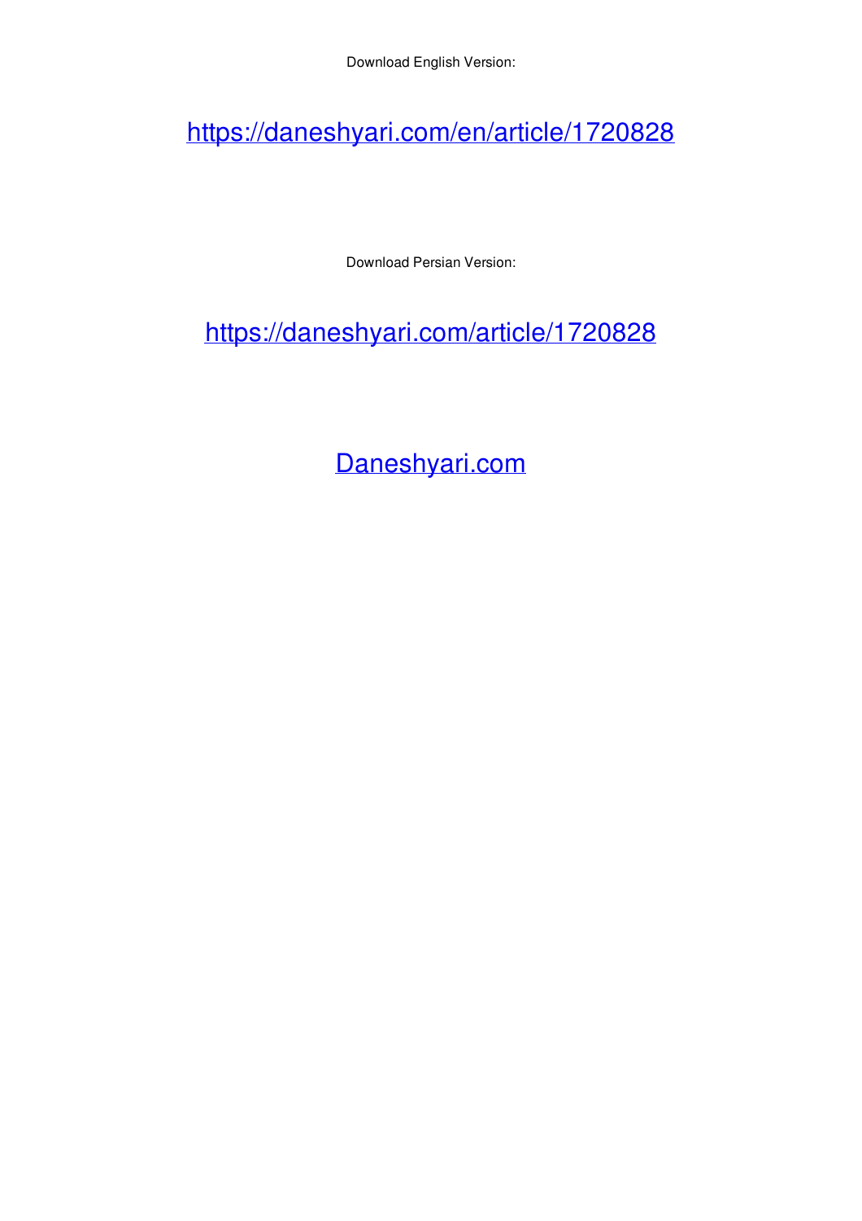Download English Version:

[https://daneshyari.com/en/article/1720828](https://daneshyari.com/en/article/1720828)

Download Persian Version:

[https://daneshyari.com/article/1720828](https://daneshyari.com/article/1720828)

[Daneshyari.com](https://daneshyari.com)